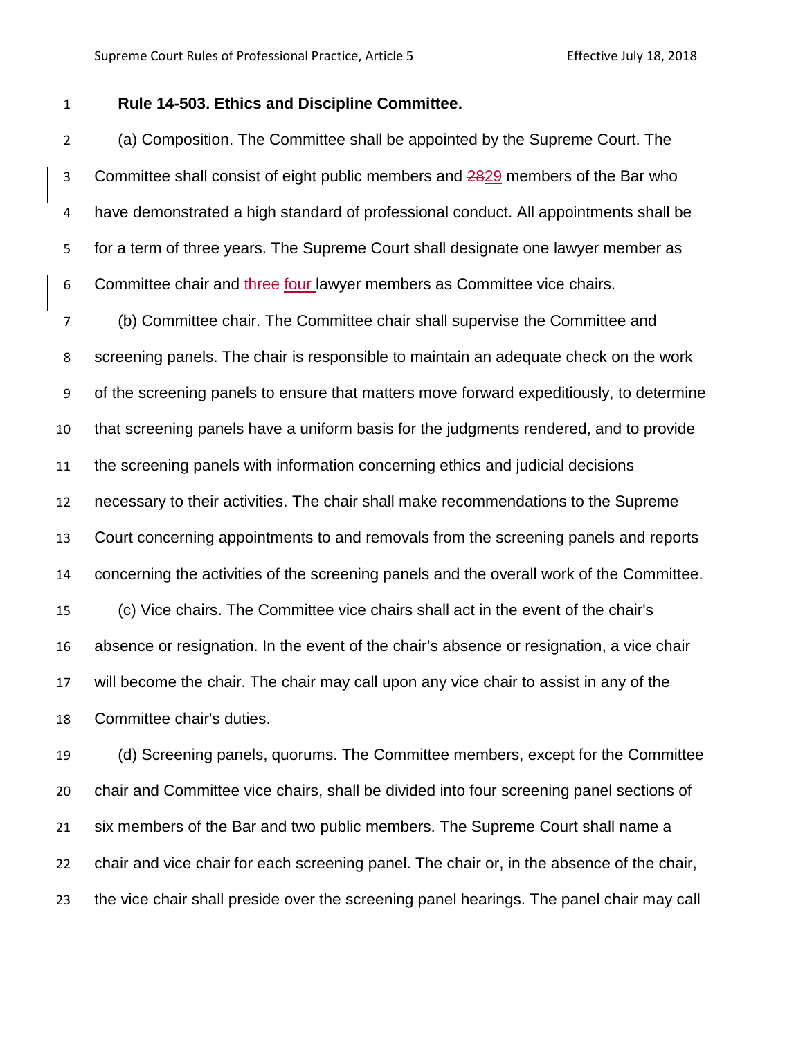**Rule 14-503. Ethics and Discipline Committee.**

(a) Composition. The Committee shall be appointed by the Supreme Court. The Committee shall consist of eight public members and ~~28~~29 members of the Bar who have demonstrated a high standard of professional conduct. All appointments shall be for a term of three years. The Supreme Court shall designate one lawyer member as Committee chair and ~~three~~ four lawyer members as Committee vice chairs.

(b) Committee chair. The Committee chair shall supervise the Committee and screening panels. The chair is responsible to maintain an adequate check on the work of the screening panels to ensure that matters move forward expeditiously, to determine that screening panels have a uniform basis for the judgments rendered, and to provide the screening panels with information concerning ethics and judicial decisions necessary to their activities. The chair shall make recommendations to the Supreme Court concerning appointments to and removals from the screening panels and reports concerning the activities of the screening panels and the overall work of the Committee.

(c) Vice chairs. The Committee vice chairs shall act in the event of the chair's absence or resignation. In the event of the chair's absence or resignation, a vice chair will become the chair. The chair may call upon any vice chair to assist in any of the Committee chair's duties.

(d) Screening panels, quorums. The Committee members, except for the Committee chair and Committee vice chairs, shall be divided into four screening panel sections of six members of the Bar and two public members. The Supreme Court shall name a chair and vice chair for each screening panel. The chair or, in the absence of the chair, the vice chair shall preside over the screening panel hearings. The panel chair may call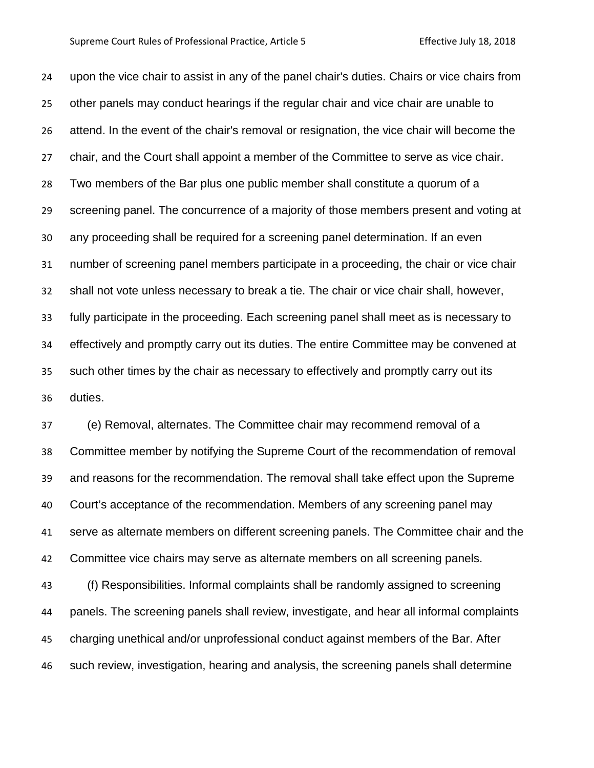upon the vice chair to assist in any of the panel chair's duties. Chairs or vice chairs from other panels may conduct hearings if the regular chair and vice chair are unable to attend. In the event of the chair's removal or resignation, the vice chair will become the chair, and the Court shall appoint a member of the Committee to serve as vice chair. Two members of the Bar plus one public member shall constitute a quorum of a screening panel. The concurrence of a majority of those members present and voting at any proceeding shall be required for a screening panel determination. If an even number of screening panel members participate in a proceeding, the chair or vice chair shall not vote unless necessary to break a tie. The chair or vice chair shall, however, fully participate in the proceeding. Each screening panel shall meet as is necessary to effectively and promptly carry out its duties. The entire Committee may be convened at such other times by the chair as necessary to effectively and promptly carry out its duties.

(e) Removal, alternates. The Committee chair may recommend removal of a Committee member by notifying the Supreme Court of the recommendation of removal and reasons for the recommendation. The removal shall take effect upon the Supreme Court’s acceptance of the recommendation. Members of any screening panel may serve as alternate members on different screening panels. The Committee chair and the Committee vice chairs may serve as alternate members on all screening panels.

(f) Responsibilities. Informal complaints shall be randomly assigned to screening panels. The screening panels shall review, investigate, and hear all informal complaints charging unethical and/or unprofessional conduct against members of the Bar. After such review, investigation, hearing and analysis, the screening panels shall determine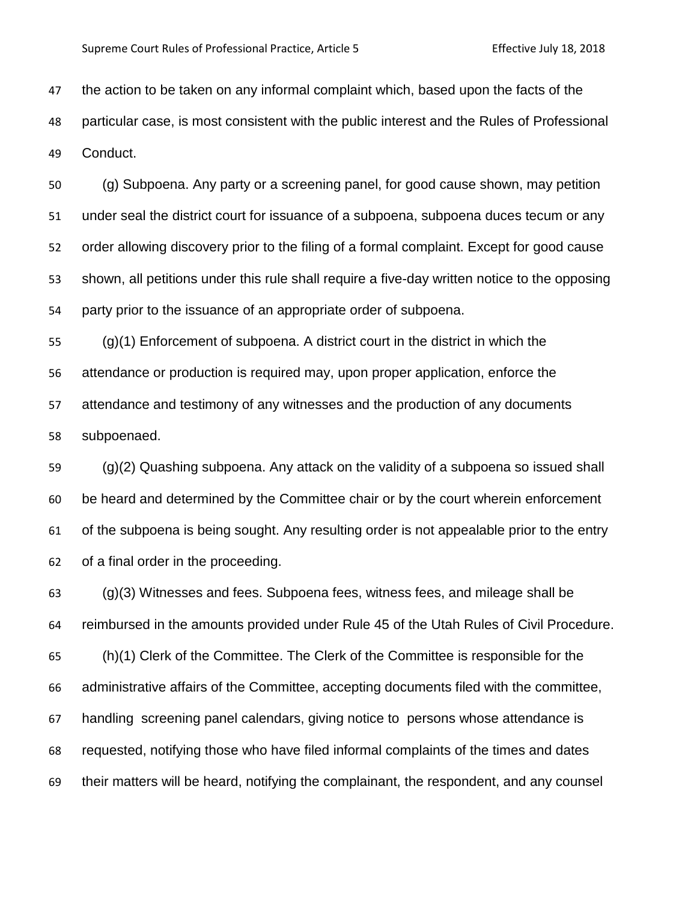the action to be taken on any informal complaint which, based upon the facts of the particular case, is most consistent with the public interest and the Rules of Professional Conduct.

(g) Subpoena. Any party or a screening panel, for good cause shown, may petition under seal the district court for issuance of a subpoena, subpoena duces tecum or any order allowing discovery prior to the filing of a formal complaint. Except for good cause shown, all petitions under this rule shall require a five-day written notice to the opposing party prior to the issuance of an appropriate order of subpoena.

(g)(1) Enforcement of subpoena. A district court in the district in which the attendance or production is required may, upon proper application, enforce the attendance and testimony of any witnesses and the production of any documents subpoenaed.

(g)(2) Quashing subpoena. Any attack on the validity of a subpoena so issued shall be heard and determined by the Committee chair or by the court wherein enforcement of the subpoena is being sought. Any resulting order is not appealable prior to the entry of a final order in the proceeding.

(g)(3) Witnesses and fees. Subpoena fees, witness fees, and mileage shall be reimbursed in the amounts provided under Rule 45 of the Utah Rules of Civil Procedure.

(h)(1) Clerk of the Committee. The Clerk of the Committee is responsible for the administrative affairs of the Committee, accepting documents filed with the committee, handling screening panel calendars, giving notice to persons whose attendance is requested, notifying those who have filed informal complaints of the times and dates their matters will be heard, notifying the complainant, the respondent, and any counsel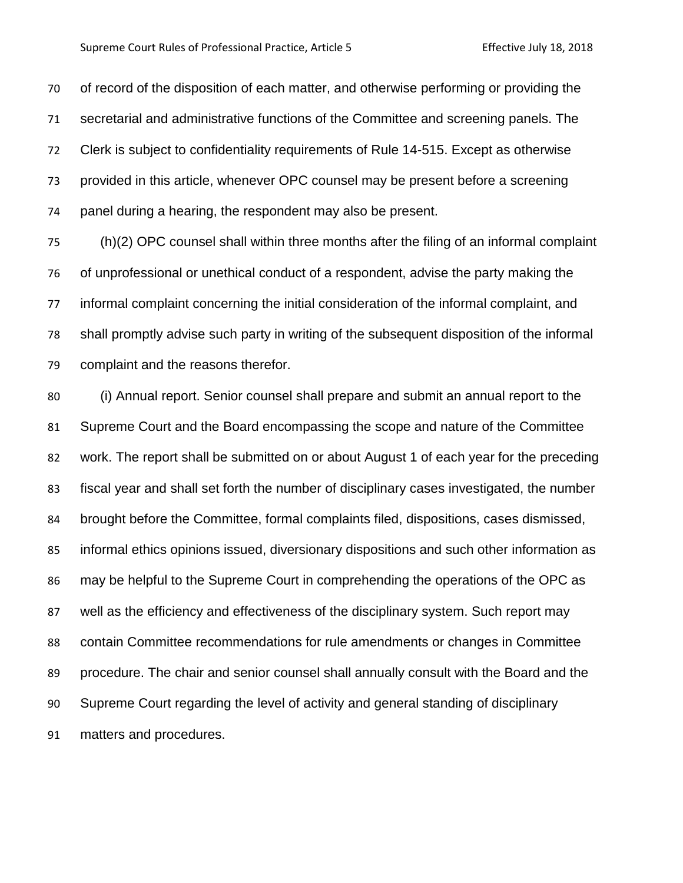of record of the disposition of each matter, and otherwise performing or providing the secretarial and administrative functions of the Committee and screening panels. The Clerk is subject to confidentiality requirements of Rule 14-515. Except as otherwise provided in this article, whenever OPC counsel may be present before a screening panel during a hearing, the respondent may also be present.

(h)(2) OPC counsel shall within three months after the filing of an informal complaint of unprofessional or unethical conduct of a respondent, advise the party making the informal complaint concerning the initial consideration of the informal complaint, and shall promptly advise such party in writing of the subsequent disposition of the informal complaint and the reasons therefor.

(i) Annual report. Senior counsel shall prepare and submit an annual report to the Supreme Court and the Board encompassing the scope and nature of the Committee work. The report shall be submitted on or about August 1 of each year for the preceding fiscal year and shall set forth the number of disciplinary cases investigated, the number brought before the Committee, formal complaints filed, dispositions, cases dismissed, informal ethics opinions issued, diversionary dispositions and such other information as may be helpful to the Supreme Court in comprehending the operations of the OPC as well as the efficiency and effectiveness of the disciplinary system. Such report may contain Committee recommendations for rule amendments or changes in Committee procedure. The chair and senior counsel shall annually consult with the Board and the Supreme Court regarding the level of activity and general standing of disciplinary matters and procedures.